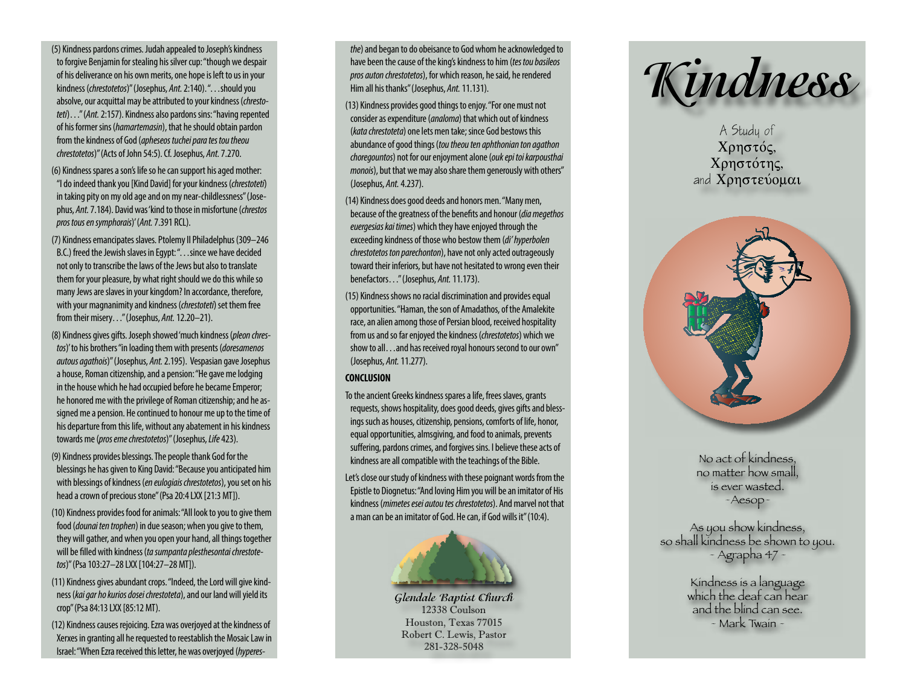(5) Kindness pardons crimes. Judah appealed to Joseph's kindness to forgive Benjamin for stealing his silver cup: "though we despair of his deliverance on his own merits, one hope is left to us in your kindness (*chrestotetos*)" (Josephus, *Ant.* 2:140). ". . . should you absolve, our acquittal may be attributed to your kindness (*chrestoteti*) . . ." (*Ant.* 2:157). Kindness also pardons sins: "having repented of his former sins (*hamartemasin*), that he should obtain pardon from the kindness of God (*apheseos tuchei para tes tou theou chrestotetos*)" (Acts of John 54:5). Cf. Josephus, *Ant.* 7.270.

(6) Kindness spares a son's life so he can support his aged mother: "I do indeed thank you [Kind David] for your kindness (*chrestoteti*) in taking pity on my old age and on my near-childlessness" (Josephus, *Ant.* 7.184). David was 'kind to those in misfortune (*chrestos pros tous en symphorais*)' (*Ant.* 7.391 RCL).

(7) Kindness emancipates slaves. Ptolemy II Philadelphus (309–246 B.C.) freed the Jewish slaves in Egypt: ". . . since we have decided not only to transcribe the laws of the Jews but also to translate them for your pleasure, by what right should we do this while so many Jews are slaves in your kingdom? In accordance, therefore, with your magnanimity and kindness (*chrestoteti*) set them free from their misery. . ." (Josephus, *Ant.* 12.20–21).

(8) Kindness gives gifts. Joseph showed 'much kindness (*pleon chrestos*)' to his brothers "in loading them with presents (*doresamenos autous agathois*)" (Josephus, *Ant.* 2.195). Vespasian gave Josephus a house, Roman citizenship, and a pension: "He gave me lodging in the house which he had occupied before he became Emperor; he honored me with the privilege of Roman citizenship; and he assigned me a pension. He continued to honour me up to the time of his departure from this life, without any abatement in his kindness towards me (*pros eme chrestotetos*)" (Josephus, *Life* 423).

(9) Kindness provides blessings. The people thank God for the blessings he has given to King David: "Because you anticipated him with blessings of kindness (*en eulogiais chrestotetos*), you set on his head a crown of precious stone" (Psa 20:4 LXX [21:3 MT]).

(10) Kindness provides food for animals: "All look to you to give them food (*dounai ten trophen*) in due season; when you give to them, they will gather, and when you open your hand, all things together will be filled with kindness (*ta sumpanta plesthesontai chrestotetos*)" (Psa 103:27–28 LXX [104:27–28 MT]).

(11) Kindness gives abundant crops. "Indeed, the Lord will give kindness (*kai gar ho kurios dosei chrestoteta*), and our land will yield its crop" (Psa 84:13 LXX [85:12 MT).

(12) Kindness causes rejoicing. Ezra was overjoyed at the kindness of Xerxes in granting all he requested to reestablish the Mosaic Law in Israel: "When Ezra received this letter, he was overjoyed (*hyperesthe*) and began to do obeisance to God whom he acknowledged to have been the cause of the king's kindness to him (*tes tou basileos pros auton chrestotetos*), for which reason, he said, he rendered Him all his thanks" (Josephus, *Ant.* 11.131).

(13) Kindness provides good things to enjoy. "For one must not consider as expenditure (*analoma*) that which out of kindness (*kata chrestoteta*) one lets men take; since God bestows this abundance of good things (*tou theou ten aphthonian ton agathon choregountos*) not for our enjoyment alone (*ouk epi toi karpousthai monois*), but that we may also share them generously with others" (Josephus, *Ant.* 4.237).

(14) Kindness does good deeds and honors men. "Many men, because of the greatness of the benefits and honour (*dia megethos euergesias kai times*) which they have enjoyed through the exceeding kindness of those who bestow them (*di' hyperbolen chrestotetos ton parechonton*), have not only acted outrageously toward their inferiors, but have not hesitated to wrong even their benefactors. . ." (Josephus, *Ant.* 11.173).

(15) Kindness shows no racial discrimination and provides equal opportunities. "Haman, the son of Amadathos, of the Amalekite race, an alien among those of Persian blood, received hospitality from us and so far enjoyed the kindness (*chrestotetos*) which we show to all. . . and has received royal honours second to our own" (Josephus, *Ant.* 11.277).

**CONCLUSION**

To the ancient Greeks kindness spares a life, frees slaves, grants requests, shows hospitality, does good deeds, gives gifts and blessings such as houses, citizenship, pensions, comforts of life, honor, equal opportunities, almsgiving, and food to animals, prevents suffering, pardons crimes, and forgives sins. I believe these acts of kindness are all compatible with the teachings of the Bible.

Let's close our study of kindness with these poignant words from the Epistle to Diognetus: "And loving Him you will be an imitator of His kindness (*mimetes esei autou tes chrestotetos*). And marvel not that a man can be an imitator of God. He can, if God wills it" (10:4).

*Glendale Baptist Church*
12338 Coulson
Houston, Texas 77015
Robert C. Lewis, Pastor
281-328-5048

# *Kindness*

A Study of
Χρηστός,
Χρηστότης,
and Χρηστεύομαι

No act of kindness,
no matter how small,
is ever wasted.
- Aesop -

As you show kindness,
so shall kindness be shown to you.
- Agrapha 47 -

Kindness is a language
which the deaf can hear
and the blind can see.
- Mark Twain -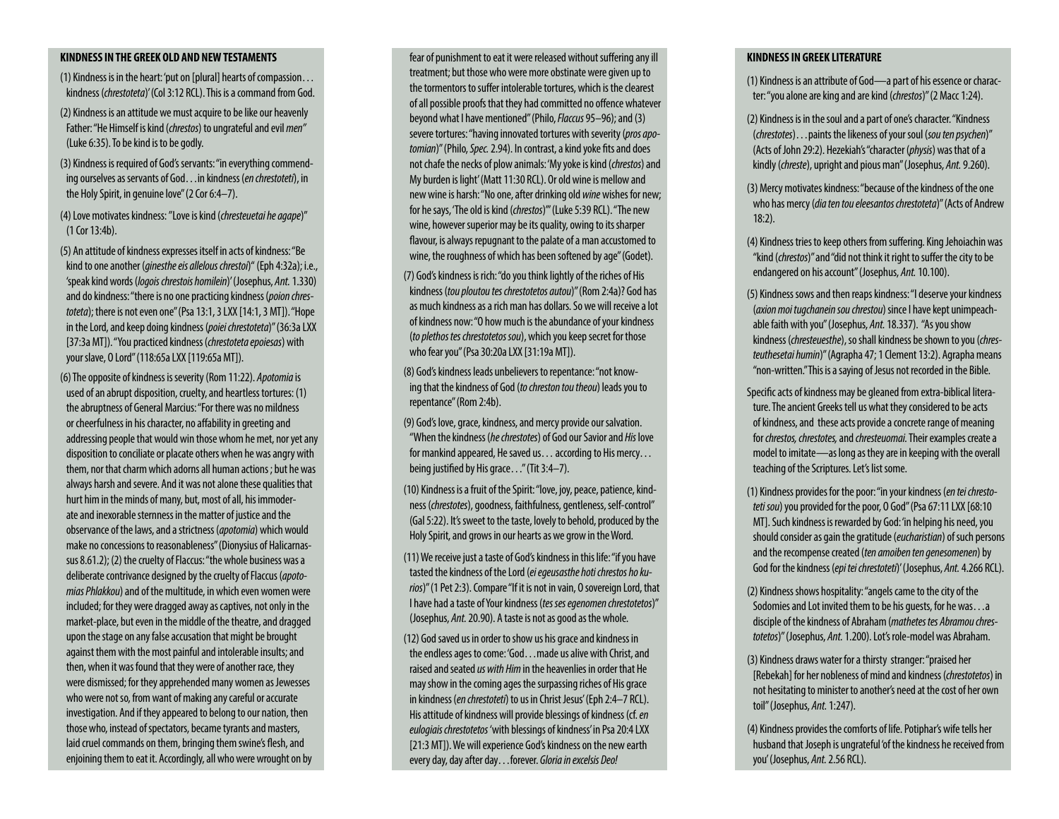## KINDNESS IN THE GREEK OLD AND NEW TESTAMENTS

(1) Kindness is in the heart: 'put on [plural] hearts of compassion… kindness (*chrestoteta*)' (Col 3:12 RCL). This is a command from God.

(2) Kindness is an attitude we must acquire to be like our heavenly Father: "He Himself is kind (*chrestos*) to ungrateful and evil *men"* (Luke 6:35). To be kind is to be godly.

(3) Kindness is required of God's servants: "in everything commending ourselves as servants of God… in kindness (*en chrestoteti*), in the Holy Spirit, in genuine love" (2 Cor 6:4–7).

(4) Love motivates kindness: "Love is kind (*chresteuetai he agape*)" (1 Cor 13:4b).

(5) An attitude of kindness expresses itself in acts of kindness: "Be kind to one another (*ginesthe eis allelous chrestoi*)" (Eph 4:32a); i.e., 'speak kind words (*logois chrestois homilein*)' (Josephus, *Ant.* 1.330) and do kindness: "there is no one practicing kindness (*poion chrestoteta*); there is not even one" (Psa 13:1, 3 LXX [14:1, 3 MT]). "Hope in the Lord, and keep doing kindness (*poiei chrestoteta*)" (36:3a LXX [37:3a MT]). "You practiced kindness (*chrestoteta epoiesas*) with your slave, O Lord" (118:65a LXX [119:65a MT]).

(6) The opposite of kindness is severity (Rom 11:22). *Apotomia* is used of an abrupt disposition, cruelty, and heartless tortures: (1) the abruptness of General Marcius: "For there was no mildness or cheerfulness in his character, no affability in greeting and addressing people that would win those whom he met, nor yet any disposition to conciliate or placate others when he was angry with them, nor that charm which adorns all human actions; but he was always harsh and severe. And it was not alone these qualities that hurt him in the minds of many, but, most of all, his immoderate and inexorable sternness in the matter of justice and the observance of the laws, and a strictness (*apotomia*) which would make no concessions to reasonableness" (Dionysius of Halicarnassus 8.61.2); (2) the cruelty of Flaccus: "the whole business was a deliberate contrivance designed by the cruelty of Flaccus (*apotomias Phlakkou*) and of the multitude, in which even women were included; for they were dragged away as captives, not only in the market-place, but even in the middle of the theatre, and dragged upon the stage on any false accusation that might be brought against them with the most painful and intolerable insults; and then, when it was found that they were of another race, they were dismissed; for they apprehended many women as Jewesses who were not so, from want of making any careful or accurate investigation. And if they appeared to belong to our nation, then those who, instead of spectators, became tyrants and masters, laid cruel commands on them, bringing them swine's flesh, and enjoining them to eat it. Accordingly, all who were wrought on by fear of punishment to eat it were released without suffering any ill treatment; but those who were more obstinate were given up to the tormentors to suffer intolerable tortures, which is the clearest of all possible proofs that they had committed no offence whatever beyond what I have mentioned" (Philo, *Flaccus* 95–96); and (3) severe tortures: "having innovated tortures with severity (*pros apotomian*)" (Philo, *Spec.* 2.94). In contrast, a kind yoke fits and does not chafe the necks of plow animals: 'My yoke is kind (*chrestos*) and My burden is light' (Matt 11:30 RCL). Or old wine is mellow and new wine is harsh: "No one, after drinking old *wine* wishes for new; for he says, 'The old is kind (*chrestos*)'" (Luke 5:39 RCL). "The new wine, however superior may be its quality, owing to its sharper flavour, is always repugnant to the palate of a man accustomed to wine, the roughness of which has been softened by age" (Godet).

(7) God's kindness is rich: "do you think lightly of the riches of His kindness (*tou ploutou tes chrestotetos autou*)" (Rom 2:4a)? God has as much kindness as a rich man has dollars. So we will receive a lot of kindness now: "O how much is the abundance of your kindness (*to plethos tes chrestotetos sou*), which you keep secret for those who fear you" (Psa 30:20a LXX [31:19a MT]).

(8) God's kindness leads unbelievers to repentance: "not knowing that the kindness of God (*to chreston tou theou*) leads you to repentance" (Rom 2:4b).

(9) God's love, grace, kindness, and mercy provide our salvation. "When the kindness (*he chrestotes*) of God our Savior and *His* love for mankind appeared, He saved us… according to His mercy… being justified by His grace…" (Tit 3:4–7).

(10) Kindness is a fruit of the Spirit: "love, joy, peace, patience, kindness (*chrestotes*), goodness, faithfulness, gentleness, self-control" (Gal 5:22). It's sweet to the taste, lovely to behold, produced by the Holy Spirit, and grows in our hearts as we grow in the Word.

(11) We receive just a taste of God's kindness in this life: "if you have tasted the kindness of the Lord (*ei egeusasthe hoti chrestos ho kurios*)" (1 Pet 2:3). Compare "If it is not in vain, O sovereign Lord, that I have had a taste of Your kindness (*tes ses egenomen chrestotetos*)" (Josephus, *Ant.* 20.90). A taste is not as good as the whole.

(12) God saved us in order to show us his grace and kindness in the endless ages to come: 'God… made us alive with Christ, and raised and seated *us with Him* in the heavenlies in order that He may show in the coming ages the surpassing riches of His grace in kindness (*en chrestoteti*) to us in Christ Jesus' (Eph 2:4–7 RCL). His attitude of kindness will provide blessings of kindness (cf. *en eulogiais chrestotetos* 'with blessings of kindness' in Psa 20:4 LXX [21:3 MT]). We will experience God's kindness on the new earth every day, day after day… forever. *Gloria in excelsis Deo!*

## KINDNESS IN GREEK LITERATURE

(1) Kindness is an attribute of God—a part of his essence or character: "you alone are king and are kind (*chrestos*)" (2 Macc 1:24).

(2) Kindness is in the soul and a part of one's character. "Kindness (*chrestotes*)… paints the likeness of your soul (*sou ten psychen*)" (Acts of John 29:2). Hezekiah's "character (*physis*) was that of a kindly (*chreste*), upright and pious man" (Josephus, *Ant.* 9.260).

(3) Mercy motivates kindness: "because of the kindness of the one who has mercy (*dia ten tou eleesantos chrestoteta*)" (Acts of Andrew 18:2).

(4) Kindness tries to keep others from suffering. King Jehoiachin was "kind (*chrestos*)" and "did not think it right to suffer the city to be endangered on his account" (Josephus, *Ant.* 10.100).

(5) Kindness sows and then reaps kindness: "I deserve your kindness (*axion moi tugchanein sou chrestou*) since I have kept unimpeachable faith with you" (Josephus, *Ant.* 18.337). "As you show kindness (*chresteuesthe*), so shall kindness be shown to you (*chresteuthesetai humin*)" (Agrapha 47; 1 Clement 13:2). Agrapha means "non-written." This is a saying of Jesus not recorded in the Bible.

Specific acts of kindness may be gleaned from extra-biblical literature. The ancient Greeks tell us what they considered to be acts of kindness, and these acts provide a concrete range of meaning for *chrestos, chrestotes,* and *chresteuomai*. Their examples create a model to imitate—as long as they are in keeping with the overall teaching of the Scriptures. Let's list some.

(1) Kindness provides for the poor: "in your kindness (*en tei chrestoteti sou*) you provided for the poor, O God" (Psa 67:11 LXX [68:10 MT]. Such kindness is rewarded by God: 'in helping his need, you should consider as gain the gratitude (*eucharistian*) of such persons and the recompense created (*ten amoiben ten genesomenen*) by God for the kindness (*epi tei chrestoteti*)' (Josephus, *Ant.* 4.266 RCL).

(2) Kindness shows hospitality: "angels came to the city of the Sodomies and Lot invited them to be his guests, for he was… a disciple of the kindness of Abraham (*mathetes tes Abramou chrestotetos*)" (Josephus, *Ant.* 1.200). Lot's role-model was Abraham.

(3) Kindness draws water for a thirsty stranger: "praised her [Rebekah] for her nobleness of mind and kindness (*chrestotetos*) in not hesitating to minister to another's need at the cost of her own toil" (Josephus, *Ant.* 1:247).

(4) Kindness provides the comforts of life. Potiphar's wife tells her husband that Joseph is ungrateful 'of the kindness he received from you' (Josephus, *Ant.* 2.56 RCL).